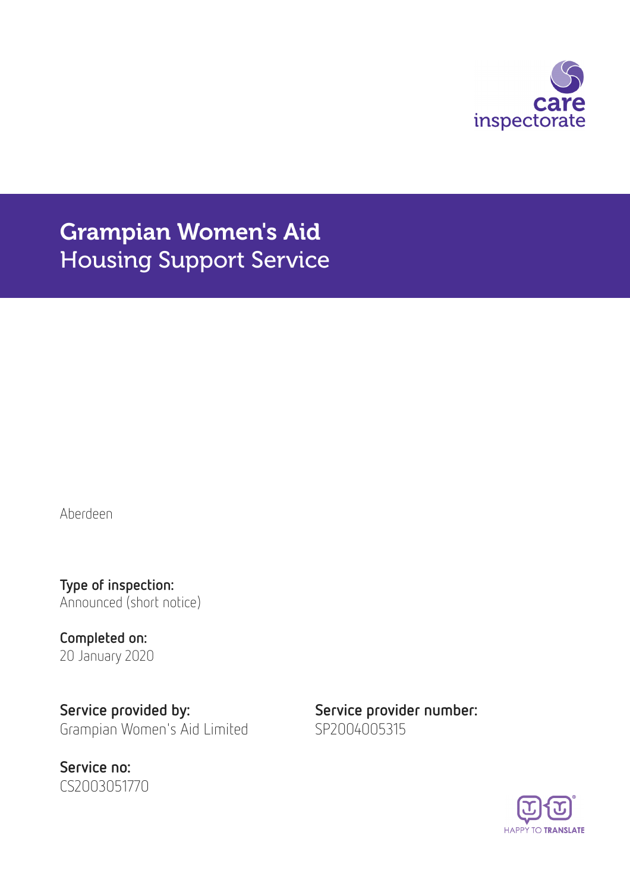# Grampian Women's Aid
## Housing Support Service

Aberdeen

**Type of inspection:**
Announced (short notice)

**Completed on:**
20 January 2020

**Service provided by:**
Grampian Women's Aid Limited

**Service provider number:**
SP2004005315

**Service no:**
CS2003051770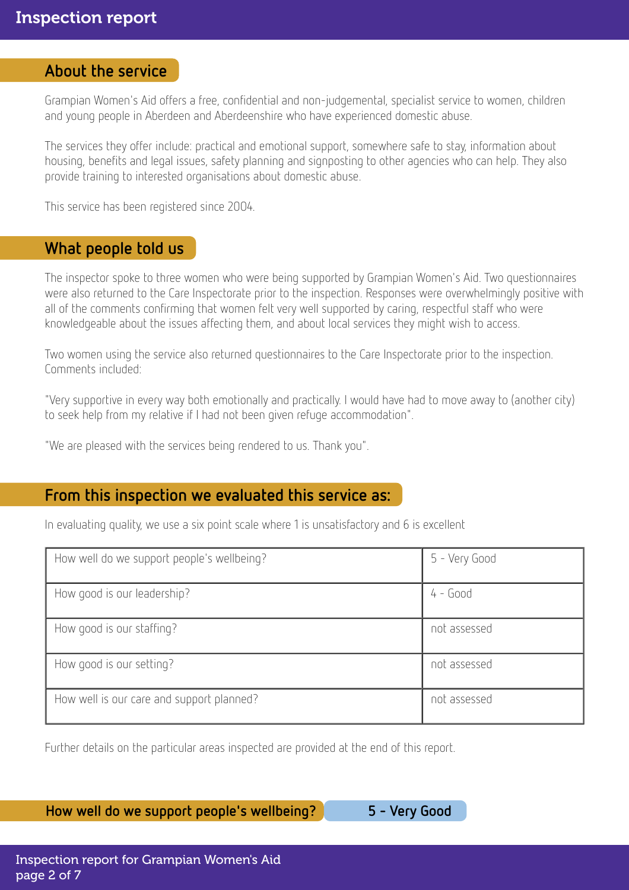## About the service

Grampian Women's Aid offers a free, confidential and non-judgemental, specialist service to women, children and young people in Aberdeen and Aberdeenshire who have experienced domestic abuse.

The services they offer include: practical and emotional support, somewhere safe to stay, information about housing, benefits and legal issues, safety planning and signposting to other agencies who can help. They also provide training to interested organisations about domestic abuse.

This service has been registered since 2004.

## What people told us

The inspector spoke to three women who were being supported by Grampian Women's Aid. Two questionnaires were also returned to the Care Inspectorate prior to the inspection. Responses were overwhelmingly positive with all of the comments confirming that women felt very well supported by caring, respectful staff who were knowledgeable about the issues affecting them, and about local services they might wish to access.

Two women using the service also returned questionnaires to the Care Inspectorate prior to the inspection. Comments included:

"Very supportive in every way both emotionally and practically. I would have had to move away to (another city) to seek help from my relative if I had not been given refuge accommodation".

"We are pleased with the services being rendered to us. Thank you".

## From this inspection we evaluated this service as:

In evaluating quality, we use a six point scale where 1 is unsatisfactory and 6 is excellent

| | |
|---|---|
| How well do we support people's wellbeing? | 5 - Very Good |
| How good is our leadership? | 4 - Good |
| How good is our staffing? | not assessed |
| How good is our setting? | not assessed |
| How well is our care and support planned? | not assessed |

Further details on the particular areas inspected are provided at the end of this report.

## How well do we support people's wellbeing? 5 - Very Good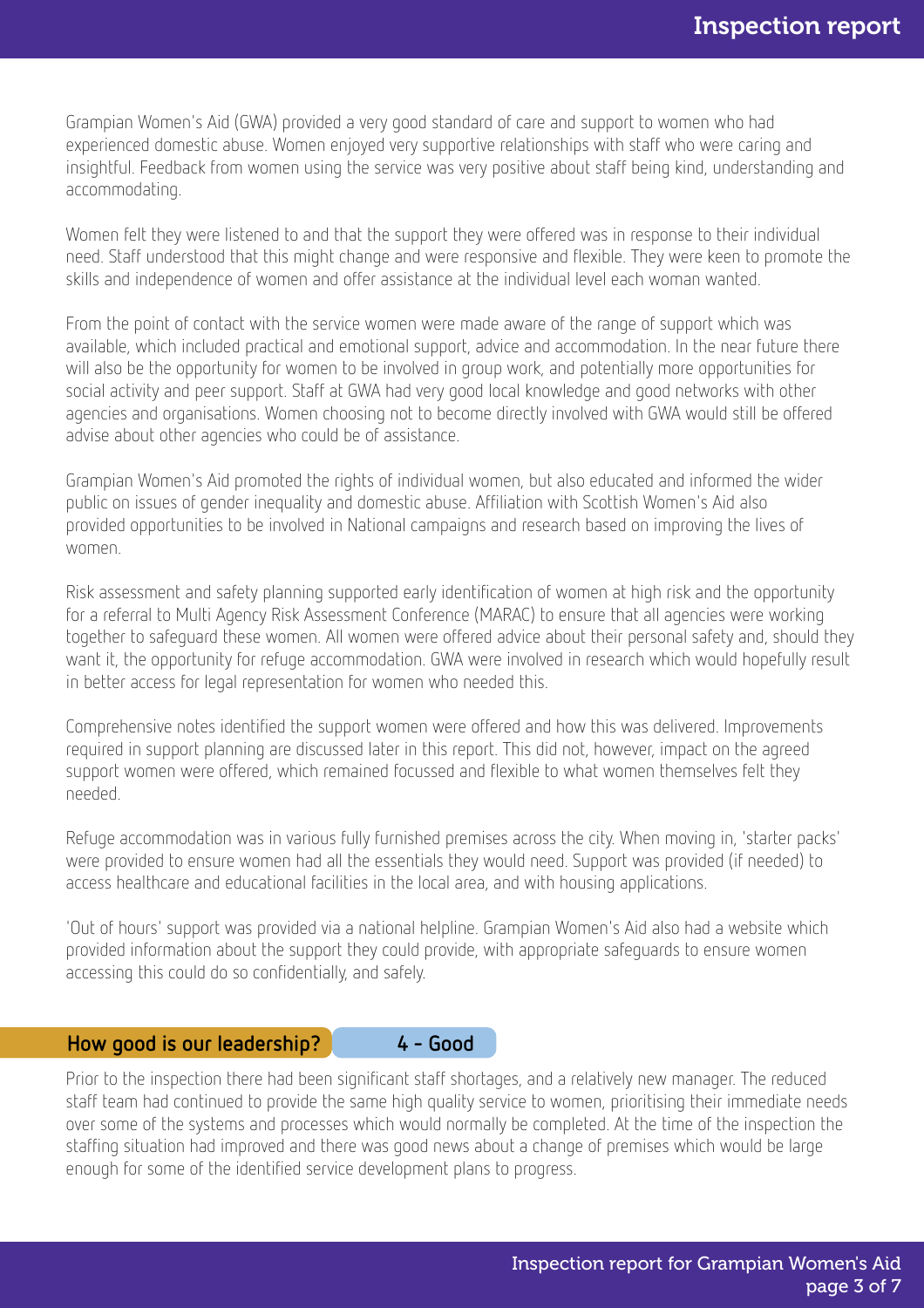Grampian Women's Aid (GWA) provided a very good standard of care and support to women who had experienced domestic abuse. Women enjoyed very supportive relationships with staff who were caring and insightful. Feedback from women using the service was very positive about staff being kind, understanding and accommodating.

Women felt they were listened to and that the support they were offered was in response to their individual need. Staff understood that this might change and were responsive and flexible. They were keen to promote the skills and independence of women and offer assistance at the individual level each woman wanted.

From the point of contact with the service women were made aware of the range of support which was available, which included practical and emotional support, advice and accommodation. In the near future there will also be the opportunity for women to be involved in group work, and potentially more opportunities for social activity and peer support. Staff at GWA had very good local knowledge and good networks with other agencies and organisations. Women choosing not to become directly involved with GWA would still be offered advise about other agencies who could be of assistance.

Grampian Women's Aid promoted the rights of individual women, but also educated and informed the wider public on issues of gender inequality and domestic abuse. Affiliation with Scottish Women's Aid also provided opportunities to be involved in National campaigns and research based on improving the lives of women.

Risk assessment and safety planning supported early identification of women at high risk and the opportunity for a referral to Multi Agency Risk Assessment Conference (MARAC) to ensure that all agencies were working together to safeguard these women. All women were offered advice about their personal safety and, should they want it, the opportunity for refuge accommodation. GWA were involved in research which would hopefully result in better access for legal representation for women who needed this.

Comprehensive notes identified the support women were offered and how this was delivered. Improvements required in support planning are discussed later in this report. This did not, however, impact on the agreed support women were offered, which remained focussed and flexible to what women themselves felt they needed.

Refuge accommodation was in various fully furnished premises across the city. When moving in, 'starter packs' were provided to ensure women had all the essentials they would need. Support was provided (if needed) to access healthcare and educational facilities in the local area, and with housing applications.

'Out of hours' support was provided via a national helpline. Grampian Women's Aid also had a website which provided information about the support they could provide, with appropriate safeguards to ensure women accessing this could do so confidentially, and safely.

## How good is our leadership? 4 - Good

Prior to the inspection there had been significant staff shortages, and a relatively new manager. The reduced staff team had continued to provide the same high quality service to women, prioritising their immediate needs over some of the systems and processes which would normally be completed. At the time of the inspection the staffing situation had improved and there was good news about a change of premises which would be large enough for some of the identified service development plans to progress.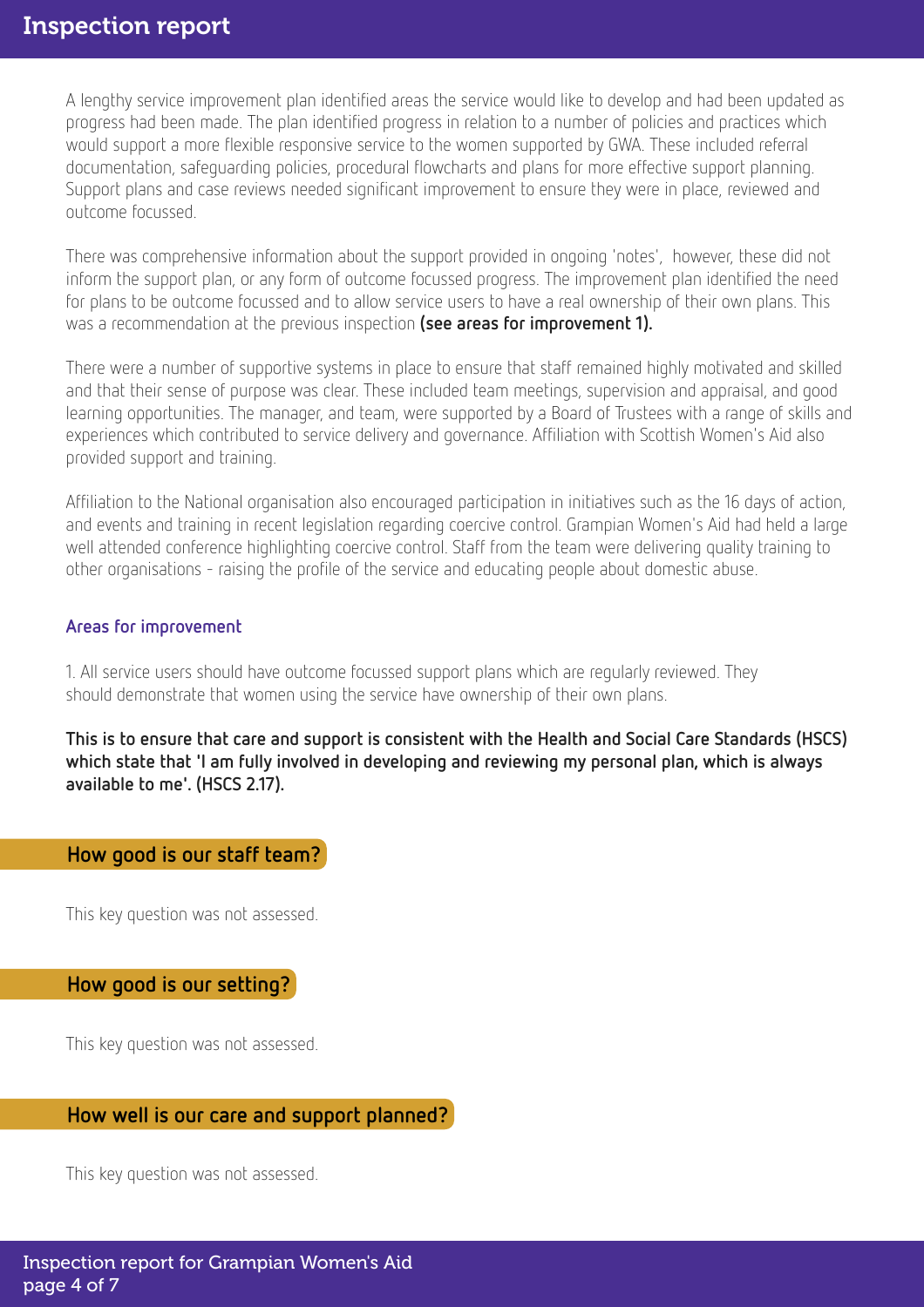A lengthy service improvement plan identified areas the service would like to develop and had been updated as progress had been made. The plan identified progress in relation to a number of policies and practices which would support a more flexible responsive service to the women supported by GWA. These included referral documentation, safeguarding policies, procedural flowcharts and plans for more effective support planning. Support plans and case reviews needed significant improvement to ensure they were in place, reviewed and outcome focussed.

There was comprehensive information about the support provided in ongoing 'notes', however, these did not inform the support plan, or any form of outcome focussed progress. The improvement plan identified the need for plans to be outcome focussed and to allow service users to have a real ownership of their own plans. This was a recommendation at the previous inspection **(see areas for improvement 1).**

There were a number of supportive systems in place to ensure that staff remained highly motivated and skilled and that their sense of purpose was clear. These included team meetings, supervision and appraisal, and good learning opportunities. The manager, and team, were supported by a Board of Trustees with a range of skills and experiences which contributed to service delivery and governance. Affiliation with Scottish Women's Aid also provided support and training.

Affiliation to the National organisation also encouraged participation in initiatives such as the 16 days of action, and events and training in recent legislation regarding coercive control. Grampian Women's Aid had held a large well attended conference highlighting coercive control. Staff from the team were delivering quality training to other organisations - raising the profile of the service and educating people about domestic abuse.

### Areas for improvement

1. All service users should have outcome focussed support plans which are regularly reviewed. They should demonstrate that women using the service have ownership of their own plans.

**This is to ensure that care and support is consistent with the Health and Social Care Standards (HSCS) which state that 'I am fully involved in developing and reviewing my personal plan, which is always available to me'. (HSCS 2.17).**

## How good is our staff team?

This key question was not assessed.

## How good is our setting?

This key question was not assessed.

## How well is our care and support planned?

This key question was not assessed.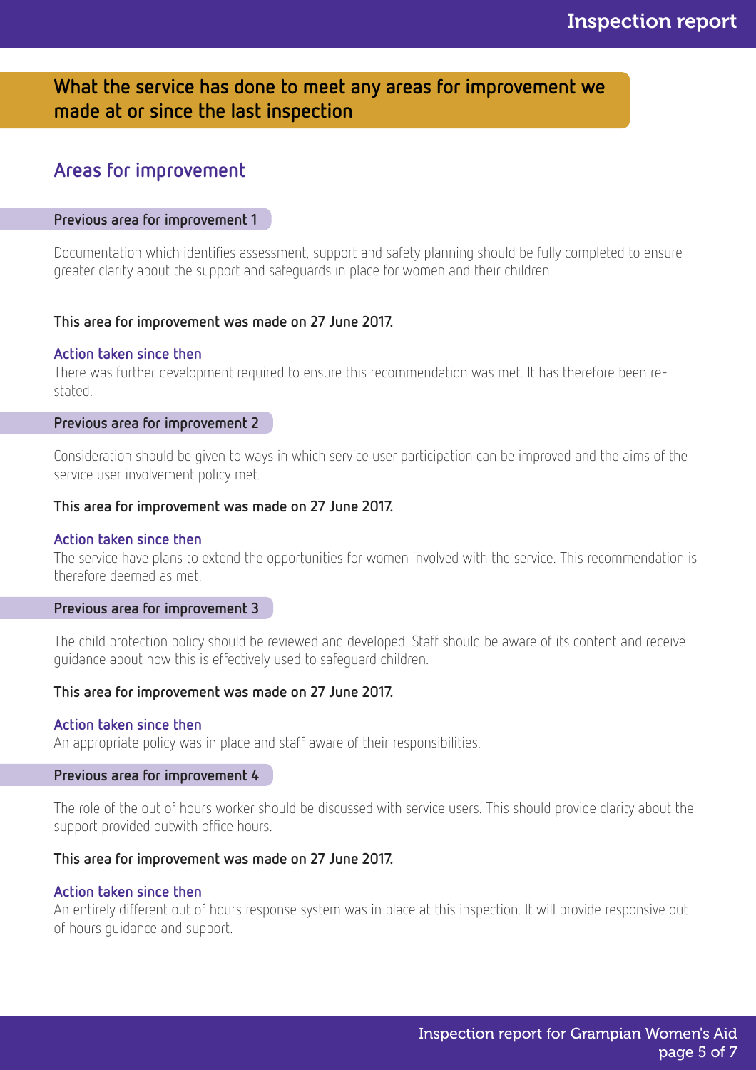## What the service has done to meet any areas for improvement we made at or since the last inspection

### Areas for improvement

#### Previous area for improvement 1

Documentation which identifies assessment, support and safety planning should be fully completed to ensure greater clarity about the support and safeguards in place for women and their children.

**This area for improvement was made on 27 June 2017.**

**Action taken since then**

There was further development required to ensure this recommendation was met. It has therefore been re-stated.

#### Previous area for improvement 2

Consideration should be given to ways in which service user participation can be improved and the aims of the service user involvement policy met.

**This area for improvement was made on 27 June 2017.**

**Action taken since then**

The service have plans to extend the opportunities for women involved with the service. This recommendation is therefore deemed as met.

#### Previous area for improvement 3

The child protection policy should be reviewed and developed. Staff should be aware of its content and receive guidance about how this is effectively used to safeguard children.

**This area for improvement was made on 27 June 2017.**

**Action taken since then**

An appropriate policy was in place and staff aware of their responsibilities.

#### Previous area for improvement 4

The role of the out of hours worker should be discussed with service users. This should provide clarity about the support provided outwith office hours.

**This area for improvement was made on 27 June 2017.**

**Action taken since then**

An entirely different out of hours response system was in place at this inspection. It will provide responsive out of hours guidance and support.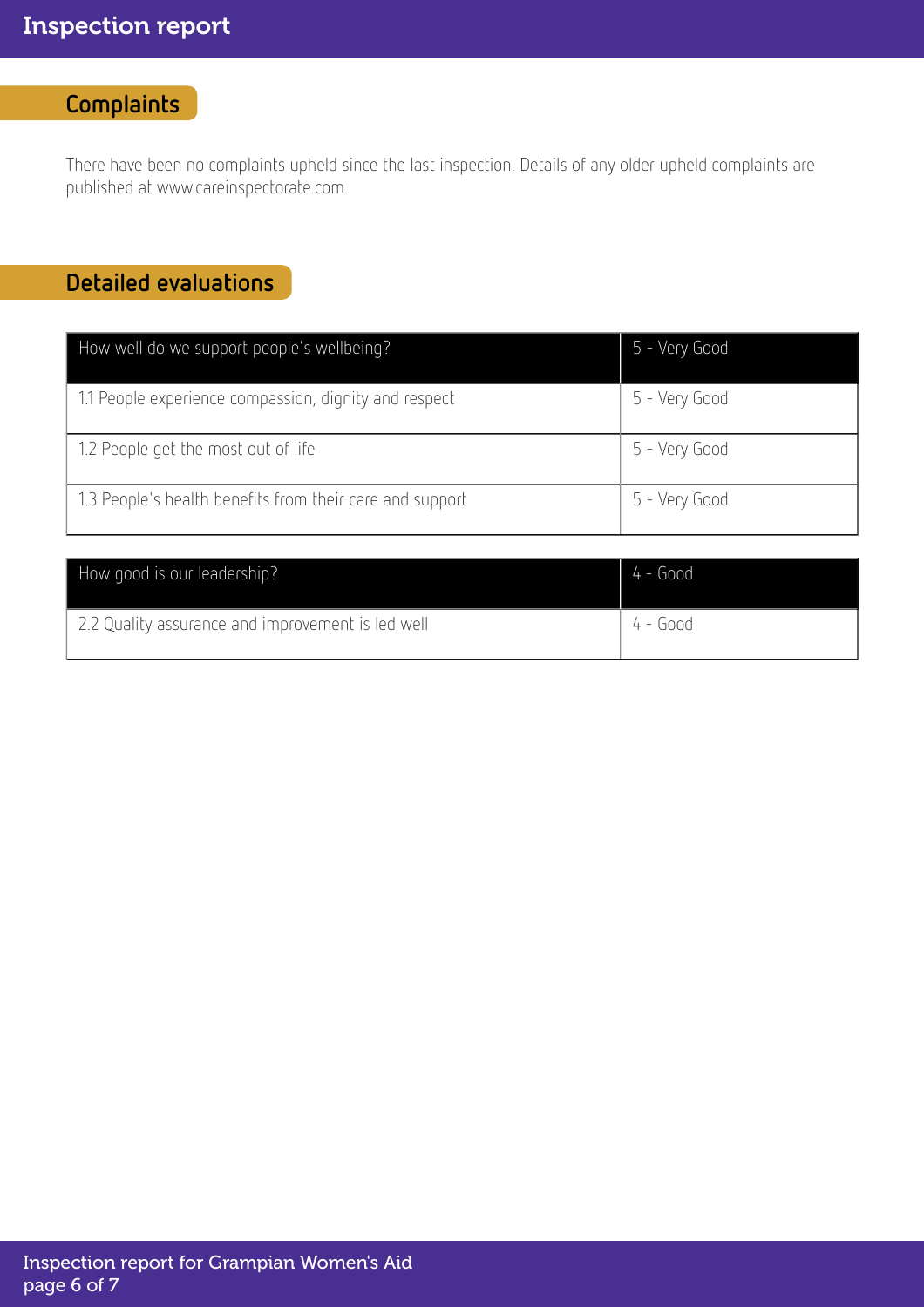## Complaints

There have been no complaints upheld since the last inspection. Details of any older upheld complaints are published at www.careinspectorate.com.

## Detailed evaluations

| How well do we support people's wellbeing? | 5 - Very Good |
| --- | --- |
| 1.1 People experience compassion, dignity and respect | 5 - Very Good |
| 1.2 People get the most out of life | 5 - Very Good |
| 1.3 People's health benefits from their care and support | 5 - Very Good |

| How good is our leadership? | 4 - Good |
| --- | --- |
| 2.2 Quality assurance and improvement is led well | 4 - Good |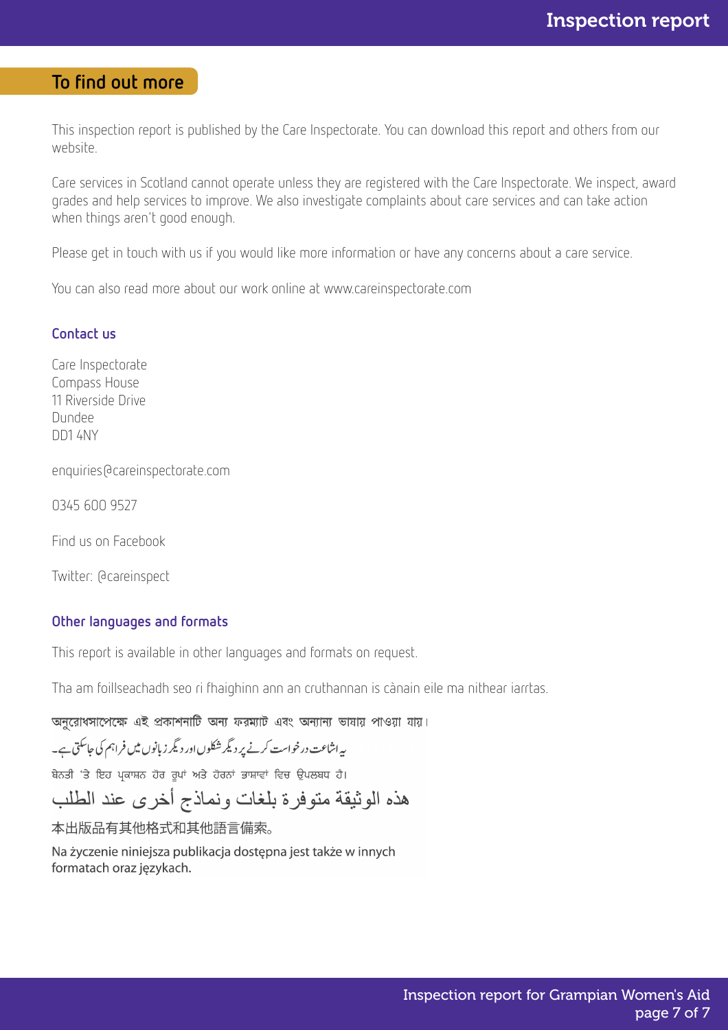## To find out more

This inspection report is published by the Care Inspectorate. You can download this report and others from our website.

Care services in Scotland cannot operate unless they are registered with the Care Inspectorate. We inspect, award grades and help services to improve. We also investigate complaints about care services and can take action when things aren't good enough.

Please get in touch with us if you would like more information or have any concerns about a care service.

You can also read more about our work online at www.careinspectorate.com

### Contact us

Care Inspectorate  
Compass House  
11 Riverside Drive  
Dundee  
DD1 4NY

enquiries@careinspectorate.com

0345 600 9527

Find us on Facebook

Twitter: @careinspect

### Other languages and formats

This report is available in other languages and formats on request.

Tha am foillseachadh seo ri fhaighinn ann an cruthannan is cànain eile ma nithear iarrtas.

অনুরোধসাপেক্ষে এই প্রকাশনাটি অন্য ফরম্যাট এবং অন্যান্য ভাষায় পাওয়া যায়।

یہ اشاعت درخواست کرنے پر دیگر شکلوں اور دیگر زبانوں میں فراہم کی جاسکتی ہے۔

ਬੇਨਤੀ 'ਤੇ ਇਹ ਪ੍ਰਕਾਸ਼ਨ ਹੋਰ ਰੂਪਾਂ ਅਤੇ ਹੋਰਨਾਂ ਭਾਸ਼ਾਵਾਂ ਵਿਚ ਉਪਲਬਧ ਹੈ।

هذه الوثيقة متوفرة بلغات ونماذج أخرى عند الطلب

本出版品有其他格式和其他語言備索。

Na życzenie niniejsza publikacja dostępna jest także w innych formatach oraz językach.